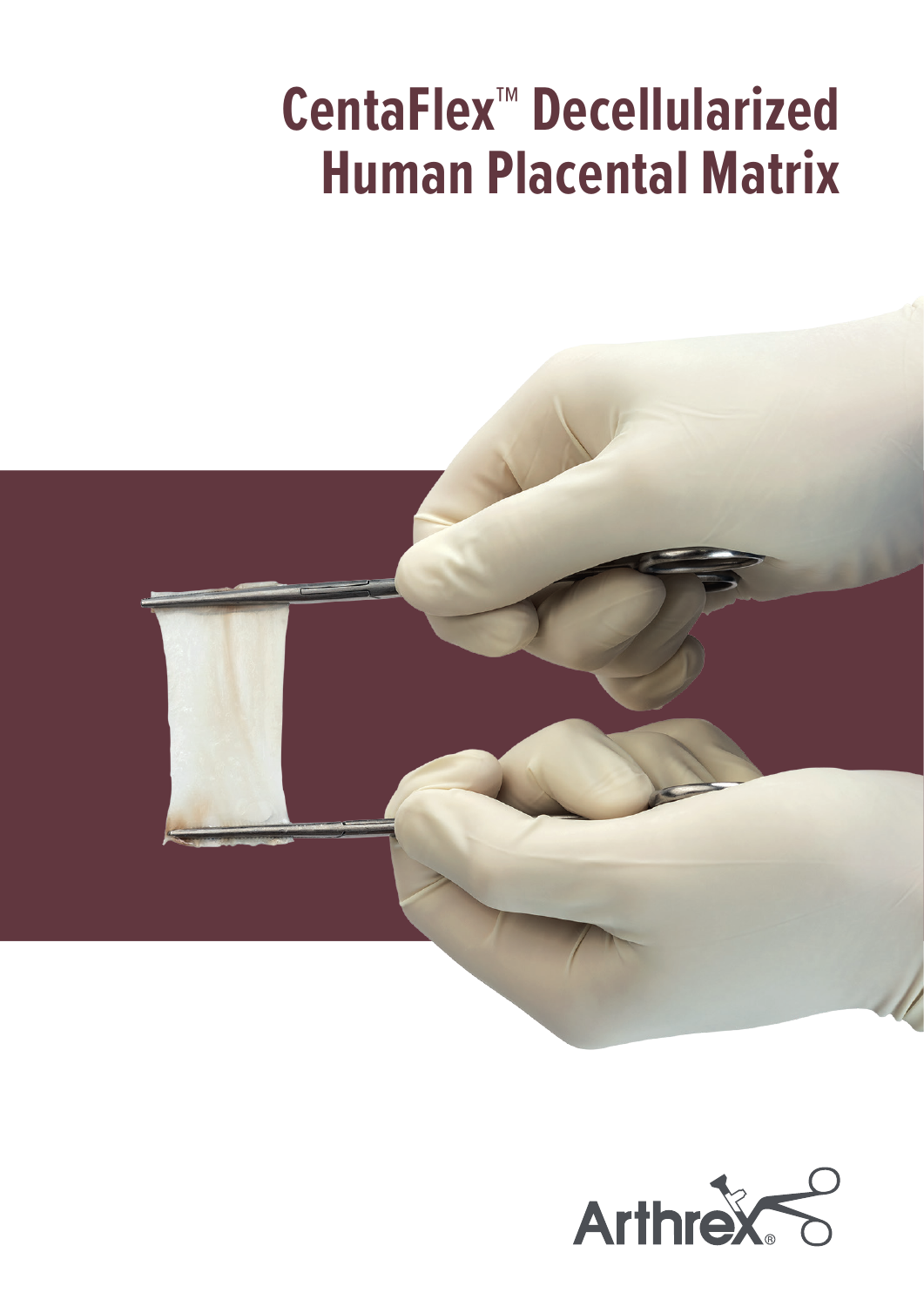# CentaFlex™ Decellularized Human Placental Matrix

Arthrex®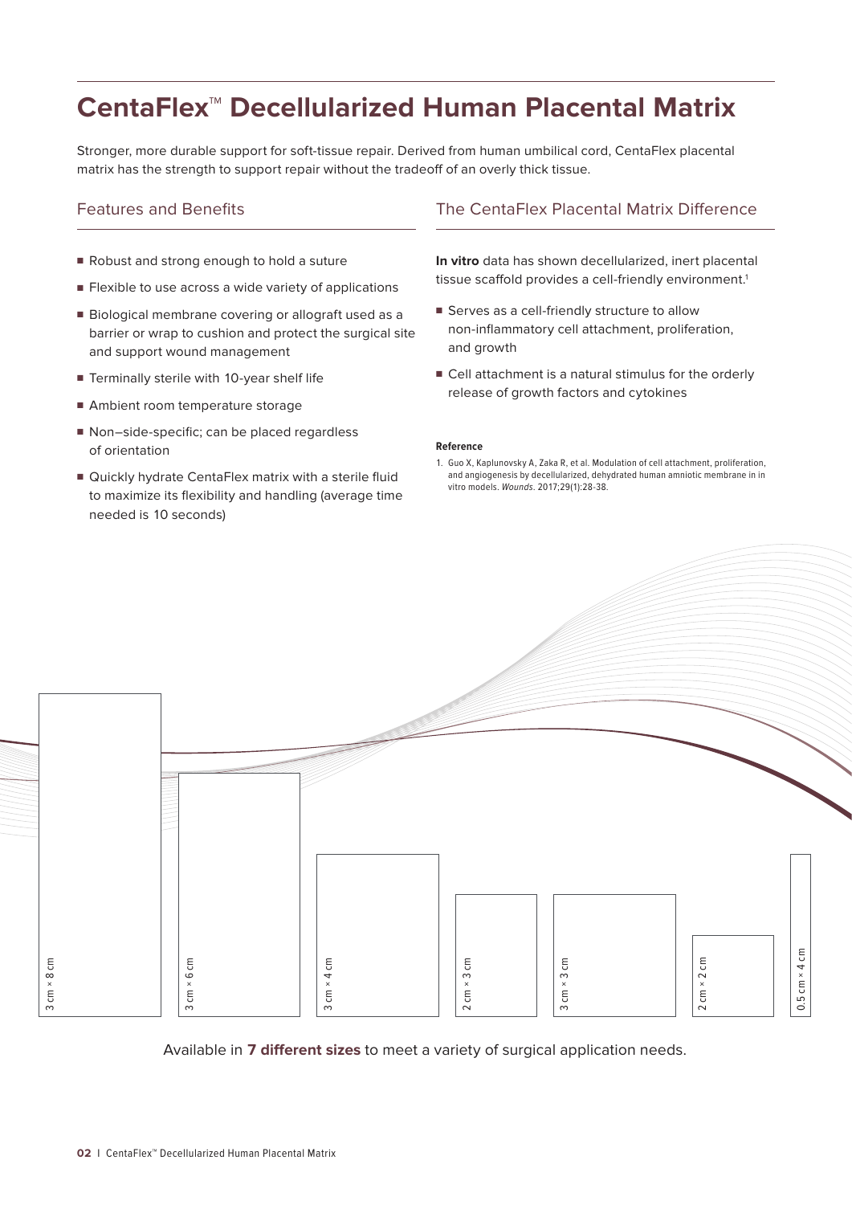# CentaFlex™ Decellularized Human Placental Matrix

Stronger, more durable support for soft-tissue repair. Derived from human umbilical cord, CentaFlex placental matrix has the strength to support repair without the tradeoff of an overly thick tissue.

## Features and Benefits

- Robust and strong enough to hold a suture
- Flexible to use across a wide variety of applications
- Biological membrane covering or allograft used as a barrier or wrap to cushion and protect the surgical site and support wound management
- Terminally sterile with 10-year shelf life
- Ambient room temperature storage
- Non–side-specific; can be placed regardless of orientation
- Quickly hydrate CentaFlex matrix with a sterile fluid to maximize its flexibility and handling (average time needed is 10 seconds)

## The CentaFlex Placental Matrix Difference

**In vitro** data has shown decellularized, inert placental tissue scaffold provides a cell-friendly environment.[1]

- Serves as a cell-friendly structure to allow non-inflammatory cell attachment, proliferation, and growth
- Cell attachment is a natural stimulus for the orderly release of growth factors and cytokines

**Reference**

1. Guo X, Kaplunovsky A, Zaka R, et al. Modulation of cell attachment, proliferation, and angiogenesis by decellularized, dehydrated human amniotic membrane in in vitro models. *Wounds*. 2017;29(1):28-38.

3 cm × 8 cm | 3 cm × 6 cm | 3 cm × 4 cm | 2 cm × 3 cm | 3 cm × 3 cm | 2 cm × 2 cm | 0.5 cm × 4 cm

Available in **7 different sizes** to meet a variety of surgical application needs.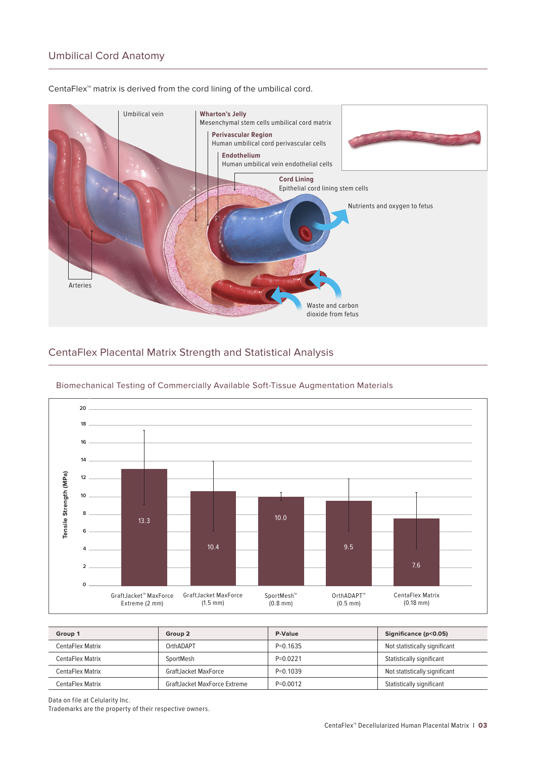## Umbilical Cord Anatomy

CentaFlex™ matrix is derived from the cord lining of the umbilical cord.

Umbilical vein

**Wharton's Jelly**
Mesenchymal stem cells umbilical cord matrix

**Perivascular Region**
Human umbilical cord perivascular cells

**Endothelium**
Human umbilical vein endothelial cells

**Cord Lining**
Epithelial cord lining stem cells

Nutrients and oxygen to fetus

Arteries

Waste and carbon dioxide from fetus

## CentaFlex Placental Matrix Strength and Statistical Analysis

### Biomechanical Testing of Commercially Available Soft-Tissue Augmentation Materials

| Material | Tensile Strength (MPa) |
| --- | --- |
| GraftJacket™ MaxForce Extreme (2 mm) | 13.3 |
| GraftJacket MaxForce (1.5 mm) | 10.4 |
| SportMesh™ (0.8 mm) | 10.0 |
| OrthADAPT™ (0.5 mm) | 9.5 |
| CentaFlex Matrix (0.18 mm) | 7.6 |

| Group 1 | Group 2 | P-Value | Significance ($p<0.05$) |
| --- | --- | --- | --- |
| CentaFlex Matrix | OrthADAPT | P=0.1635 | Not statistically significant |
| CentaFlex Matrix | SportMesh | P=0.0221 | Statistically significant |
| CentaFlex Matrix | GraftJacket MaxForce | P=0.1039 | Not statistically significant |
| CentaFlex Matrix | GraftJacket MaxForce Extreme | P=0.0012 | Statistically significant |

Data on file at Celularity Inc.
Trademarks are the property of their respective owners.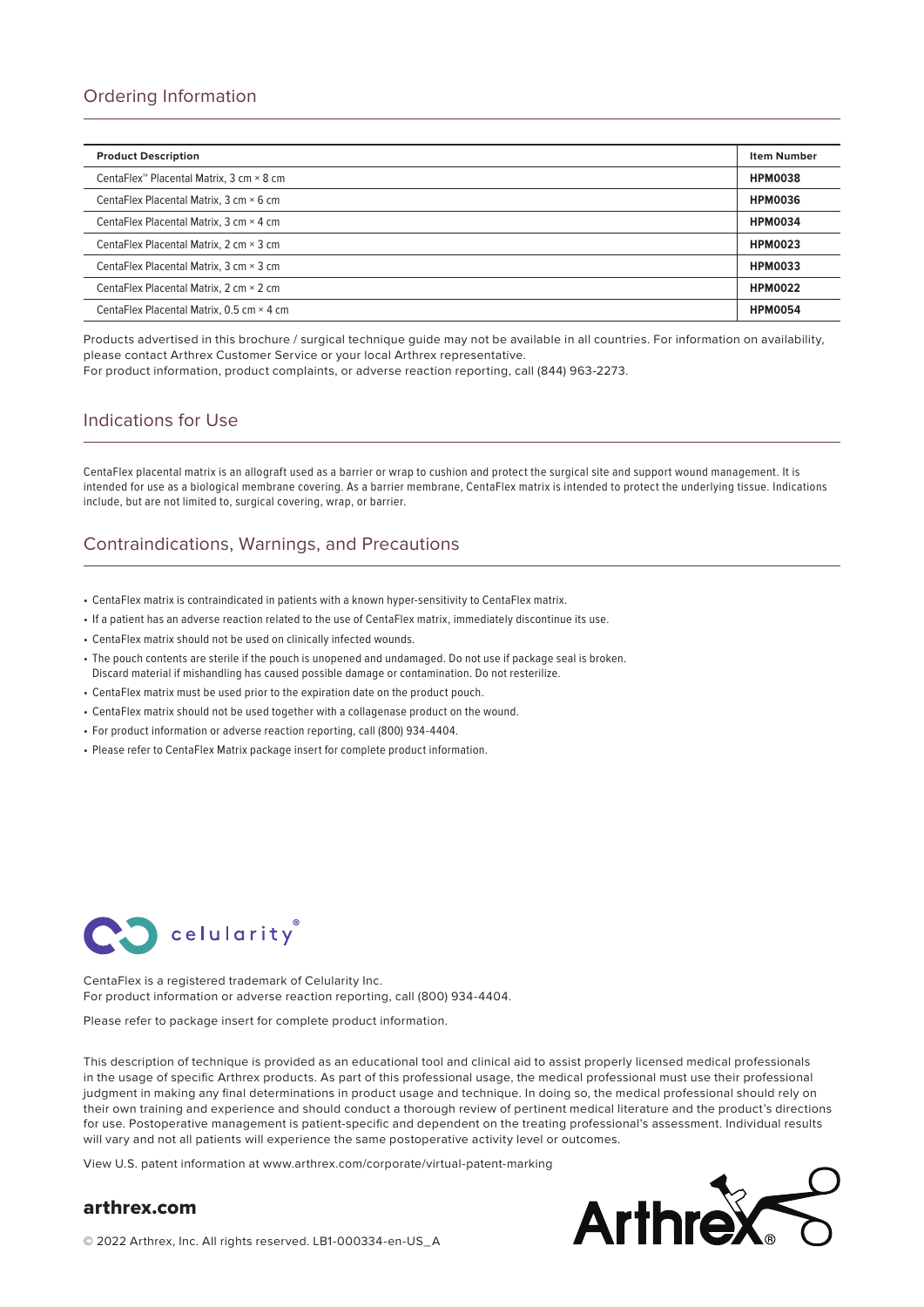## Ordering Information

| Product Description | Item Number |
| --- | --- |
| CentaFlex™ Placental Matrix, 3 cm × 8 cm | **HPM0038** |
| CentaFlex Placental Matrix, 3 cm × 6 cm | **HPM0036** |
| CentaFlex Placental Matrix, 3 cm × 4 cm | **HPM0034** |
| CentaFlex Placental Matrix, 2 cm × 3 cm | **HPM0023** |
| CentaFlex Placental Matrix, 3 cm × 3 cm | **HPM0033** |
| CentaFlex Placental Matrix, 2 cm × 2 cm | **HPM0022** |
| CentaFlex Placental Matrix, 0.5 cm × 4 cm | **HPM0054** |

Products advertised in this brochure / surgical technique guide may not be available in all countries. For information on availability, please contact Arthrex Customer Service or your local Arthrex representative.
For product information, product complaints, or adverse reaction reporting, call (844) 963-2273.

## Indications for Use

CentaFlex placental matrix is an allograft used as a barrier or wrap to cushion and protect the surgical site and support wound management. It is intended for use as a biological membrane covering. As a barrier membrane, CentaFlex matrix is intended to protect the underlying tissue. Indications include, but are not limited to, surgical covering, wrap, or barrier.

## Contraindications, Warnings, and Precautions

- CentaFlex matrix is contraindicated in patients with a known hyper-sensitivity to CentaFlex matrix.
- If a patient has an adverse reaction related to the use of CentaFlex matrix, immediately discontinue its use.
- CentaFlex matrix should not be used on clinically infected wounds.
- The pouch contents are sterile if the pouch is unopened and undamaged. Do not use if package seal is broken. Discard material if mishandling has caused possible damage or contamination. Do not resterilize.
- CentaFlex matrix must be used prior to the expiration date on the product pouch.
- CentaFlex matrix should not be used together with a collagenase product on the wound.
- For product information or adverse reaction reporting, call (800) 934-4404.
- Please refer to CentaFlex Matrix package insert for complete product information.

celularity®

CentaFlex is a registered trademark of Celularity Inc.
For product information or adverse reaction reporting, call (800) 934-4404.

Please refer to package insert for complete product information.

This description of technique is provided as an educational tool and clinical aid to assist properly licensed medical professionals in the usage of specific Arthrex products. As part of this professional usage, the medical professional must use their professional judgment in making any final determinations in product usage and technique. In doing so, the medical professional should rely on their own training and experience and should conduct a thorough review of pertinent medical literature and the product's directions for use. Postoperative management is patient-specific and dependent on the treating professional's assessment. Individual results will vary and not all patients will experience the same postoperative activity level or outcomes.

View U.S. patent information at www.arthrex.com/corporate/virtual-patent-marking

**arthrex.com**

© 2022 Arthrex, Inc. All rights reserved. LB1-000334-en-US_A

Arthrex®